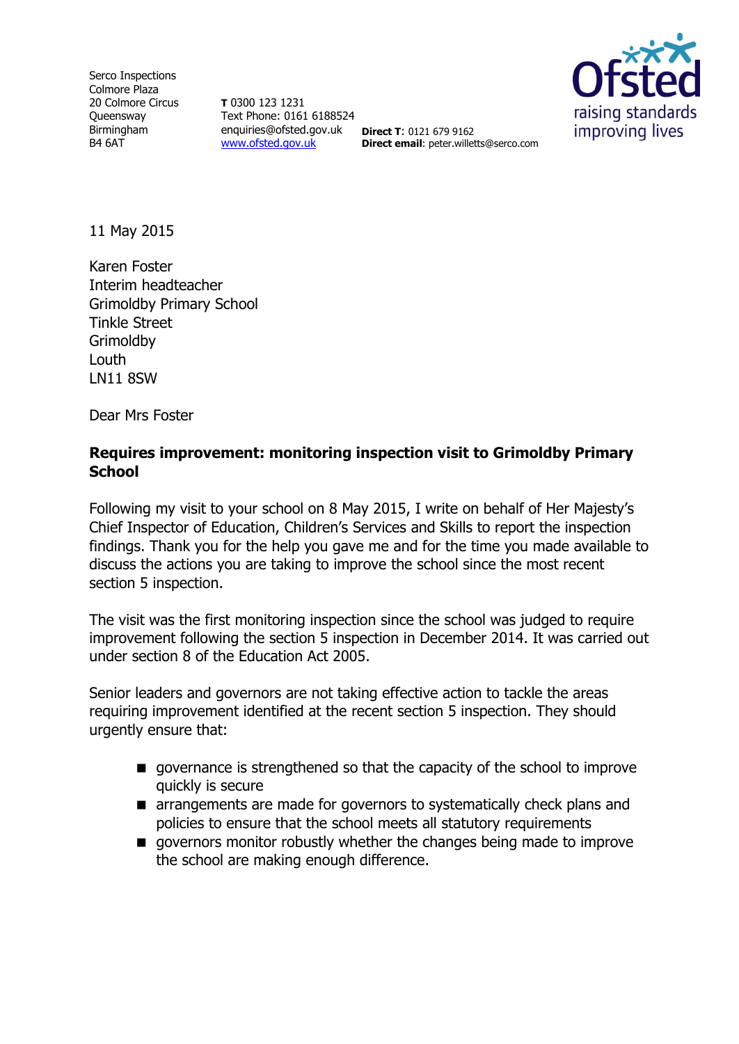Serco Inspections
Colmore Plaza
20 Colmore Circus
Queensway
Birmingham
B4 6AT

**T** 0300 123 1231
Text Phone: 0161 6188524
enquiries@ofsted.gov.uk
www.ofsted.gov.uk

**Direct T**: 0121 679 9162
**Direct email**: peter.willetts@serco.com

Ofsted
raising standards
improving lives

11 May 2015

Karen Foster
Interim headteacher
Grimoldby Primary School
Tinkle Street
Grimoldby
Louth
LN11 8SW

Dear Mrs Foster

**Requires improvement: monitoring inspection visit to Grimoldby Primary School**

Following my visit to your school on 8 May 2015, I write on behalf of Her Majesty's Chief Inspector of Education, Children's Services and Skills to report the inspection findings. Thank you for the help you gave me and for the time you made available to discuss the actions you are taking to improve the school since the most recent section 5 inspection.

The visit was the first monitoring inspection since the school was judged to require improvement following the section 5 inspection in December 2014. It was carried out under section 8 of the Education Act 2005.

Senior leaders and governors are not taking effective action to tackle the areas requiring improvement identified at the recent section 5 inspection. They should urgently ensure that:

- governance is strengthened so that the capacity of the school to improve quickly is secure
- arrangements are made for governors to systematically check plans and policies to ensure that the school meets all statutory requirements
- governors monitor robustly whether the changes being made to improve the school are making enough difference.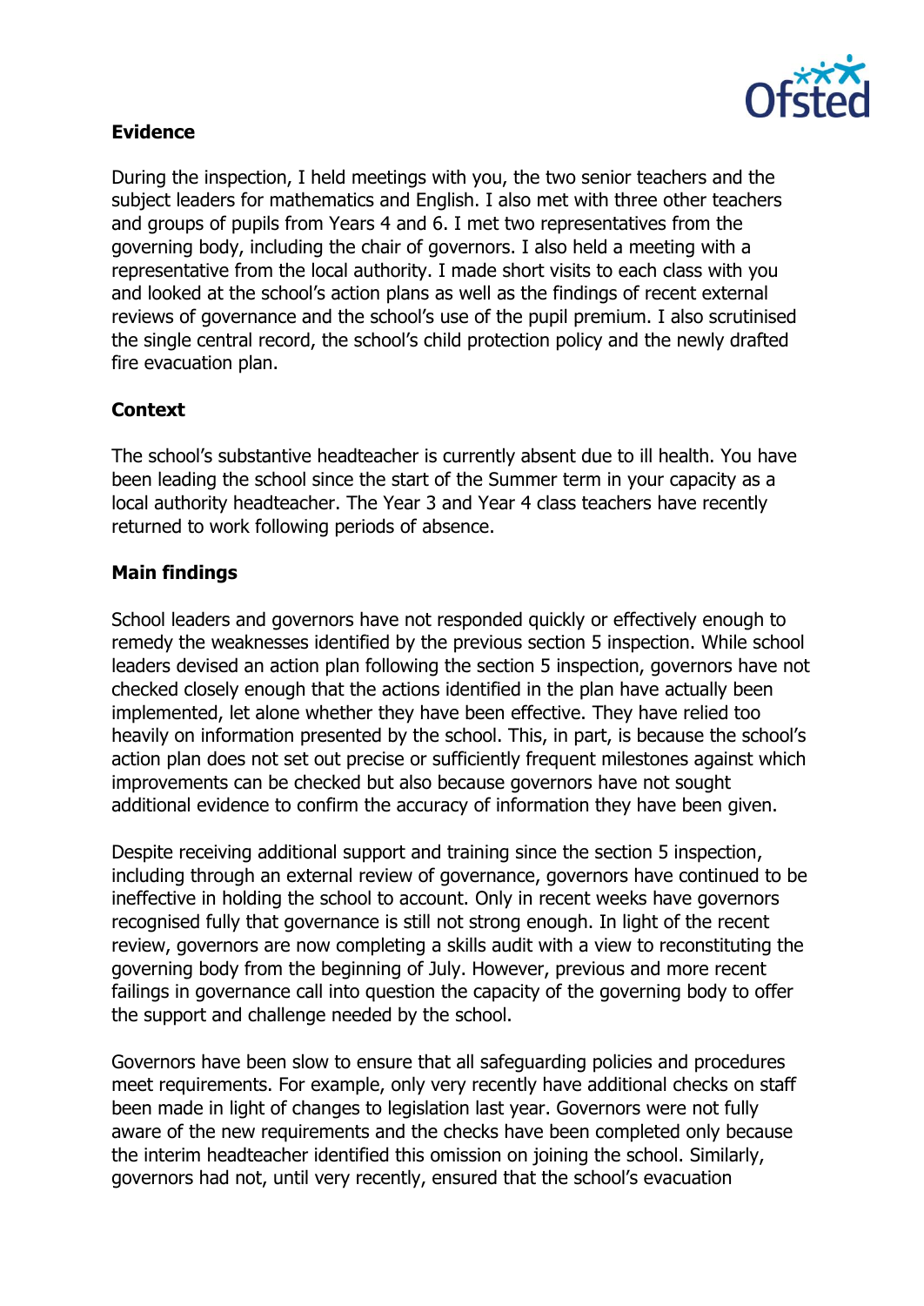## Evidence

During the inspection, I held meetings with you, the two senior teachers and the subject leaders for mathematics and English. I also met with three other teachers and groups of pupils from Years 4 and 6. I met two representatives from the governing body, including the chair of governors. I also held a meeting with a representative from the local authority. I made short visits to each class with you and looked at the school's action plans as well as the findings of recent external reviews of governance and the school's use of the pupil premium. I also scrutinised the single central record, the school's child protection policy and the newly drafted fire evacuation plan.

## Context

The school's substantive headteacher is currently absent due to ill health. You have been leading the school since the start of the Summer term in your capacity as a local authority headteacher. The Year 3 and Year 4 class teachers have recently returned to work following periods of absence.

## Main findings

School leaders and governors have not responded quickly or effectively enough to remedy the weaknesses identified by the previous section 5 inspection. While school leaders devised an action plan following the section 5 inspection, governors have not checked closely enough that the actions identified in the plan have actually been implemented, let alone whether they have been effective. They have relied too heavily on information presented by the school. This, in part, is because the school's action plan does not set out precise or sufficiently frequent milestones against which improvements can be checked but also because governors have not sought additional evidence to confirm the accuracy of information they have been given.

Despite receiving additional support and training since the section 5 inspection, including through an external review of governance, governors have continued to be ineffective in holding the school to account. Only in recent weeks have governors recognised fully that governance is still not strong enough. In light of the recent review, governors are now completing a skills audit with a view to reconstituting the governing body from the beginning of July. However, previous and more recent failings in governance call into question the capacity of the governing body to offer the support and challenge needed by the school.

Governors have been slow to ensure that all safeguarding policies and procedures meet requirements. For example, only very recently have additional checks on staff been made in light of changes to legislation last year. Governors were not fully aware of the new requirements and the checks have been completed only because the interim headteacher identified this omission on joining the school. Similarly, governors had not, until very recently, ensured that the school's evacuation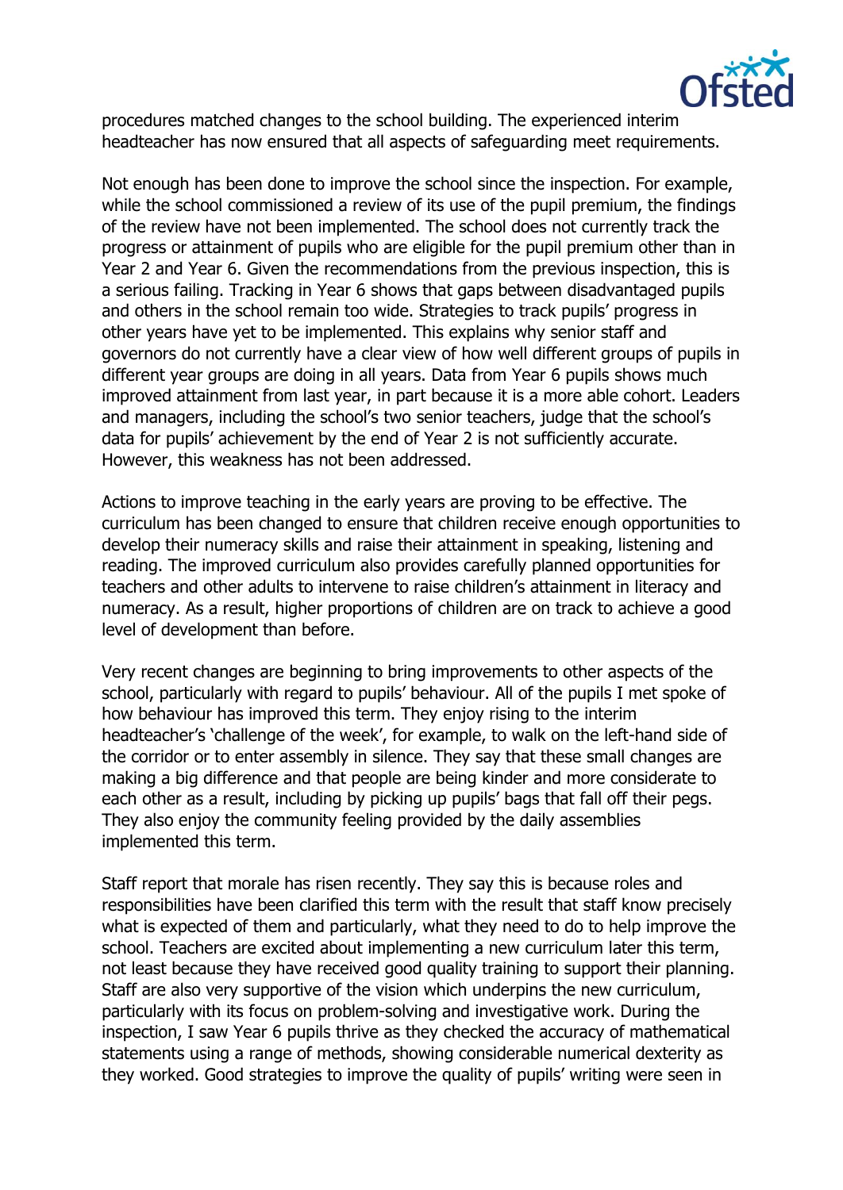procedures matched changes to the school building. The experienced interim headteacher has now ensured that all aspects of safeguarding meet requirements.

Not enough has been done to improve the school since the inspection. For example, while the school commissioned a review of its use of the pupil premium, the findings of the review have not been implemented. The school does not currently track the progress or attainment of pupils who are eligible for the pupil premium other than in Year 2 and Year 6. Given the recommendations from the previous inspection, this is a serious failing. Tracking in Year 6 shows that gaps between disadvantaged pupils and others in the school remain too wide. Strategies to track pupils' progress in other years have yet to be implemented. This explains why senior staff and governors do not currently have a clear view of how well different groups of pupils in different year groups are doing in all years. Data from Year 6 pupils shows much improved attainment from last year, in part because it is a more able cohort. Leaders and managers, including the school's two senior teachers, judge that the school's data for pupils' achievement by the end of Year 2 is not sufficiently accurate. However, this weakness has not been addressed.

Actions to improve teaching in the early years are proving to be effective. The curriculum has been changed to ensure that children receive enough opportunities to develop their numeracy skills and raise their attainment in speaking, listening and reading. The improved curriculum also provides carefully planned opportunities for teachers and other adults to intervene to raise children's attainment in literacy and numeracy. As a result, higher proportions of children are on track to achieve a good level of development than before.

Very recent changes are beginning to bring improvements to other aspects of the school, particularly with regard to pupils' behaviour. All of the pupils I met spoke of how behaviour has improved this term. They enjoy rising to the interim headteacher's 'challenge of the week', for example, to walk on the left-hand side of the corridor or to enter assembly in silence. They say that these small changes are making a big difference and that people are being kinder and more considerate to each other as a result, including by picking up pupils' bags that fall off their pegs. They also enjoy the community feeling provided by the daily assemblies implemented this term.

Staff report that morale has risen recently. They say this is because roles and responsibilities have been clarified this term with the result that staff know precisely what is expected of them and particularly, what they need to do to help improve the school. Teachers are excited about implementing a new curriculum later this term, not least because they have received good quality training to support their planning. Staff are also very supportive of the vision which underpins the new curriculum, particularly with its focus on problem-solving and investigative work. During the inspection, I saw Year 6 pupils thrive as they checked the accuracy of mathematical statements using a range of methods, showing considerable numerical dexterity as they worked. Good strategies to improve the quality of pupils' writing were seen in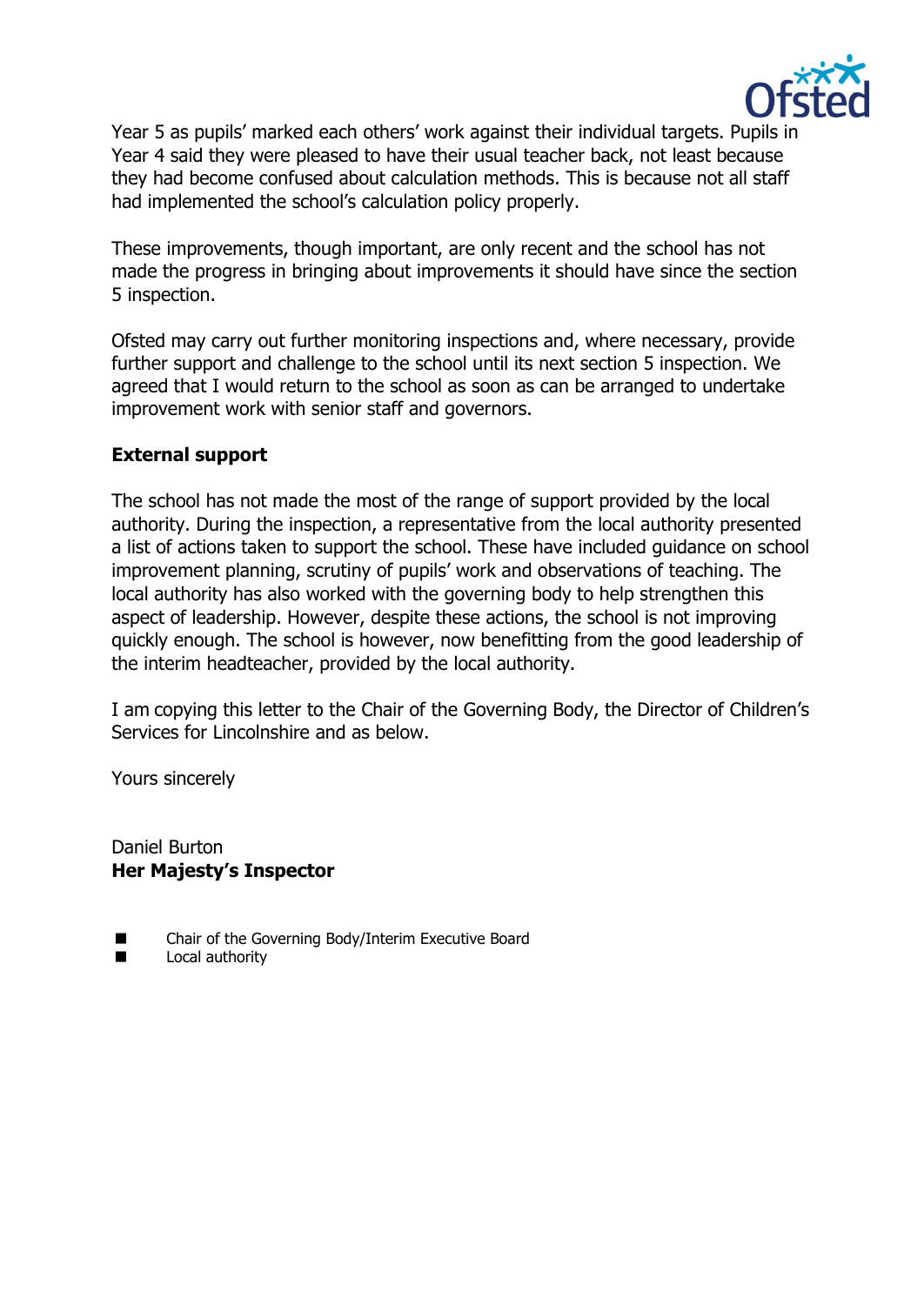Year 5 as pupils' marked each others' work against their individual targets. Pupils in Year 4 said they were pleased to have their usual teacher back, not least because they had become confused about calculation methods. This is because not all staff had implemented the school's calculation policy properly.

These improvements, though important, are only recent and the school has not made the progress in bringing about improvements it should have since the section 5 inspection.

Ofsted may carry out further monitoring inspections and, where necessary, provide further support and challenge to the school until its next section 5 inspection. We agreed that I would return to the school as soon as can be arranged to undertake improvement work with senior staff and governors.

## External support

The school has not made the most of the range of support provided by the local authority. During the inspection, a representative from the local authority presented a list of actions taken to support the school. These have included guidance on school improvement planning, scrutiny of pupils' work and observations of teaching. The local authority has also worked with the governing body to help strengthen this aspect of leadership. However, despite these actions, the school is not improving quickly enough. The school is however, now benefitting from the good leadership of the interim headteacher, provided by the local authority.

I am copying this letter to the Chair of the Governing Body, the Director of Children's Services for Lincolnshire and as below.

Yours sincerely

Daniel Burton
**Her Majesty's Inspector**

- Chair of the Governing Body/Interim Executive Board
- Local authority